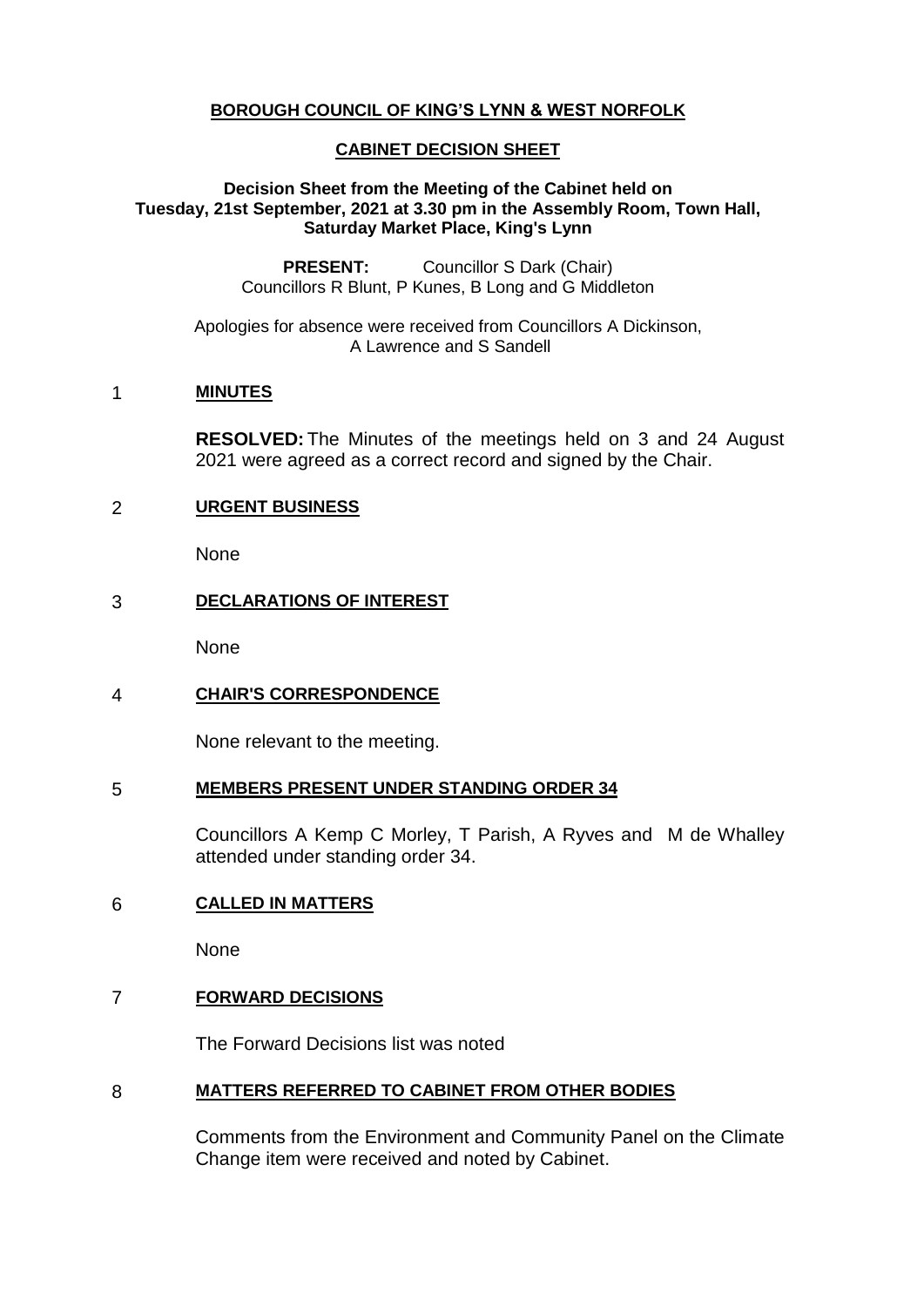**BOROUGH COUNCIL OF KING'S LYNN & WEST NORFOLK**

**CABINET DECISION SHEET**

**Decision Sheet from the Meeting of the Cabinet held on Tuesday, 21st September, 2021 at 3.30 pm in the Assembly Room, Town Hall, Saturday Market Place, King's Lynn**

**PRESENT:** Councillor S Dark (Chair)
Councillors R Blunt, P Kunes, B Long and G Middleton

Apologies for absence were received from Councillors A Dickinson, A Lawrence and S Sandell

## 1 MINUTES

**RESOLVED:** The Minutes of the meetings held on 3 and 24 August 2021 were agreed as a correct record and signed by the Chair.

## 2 URGENT BUSINESS

None

## 3 DECLARATIONS OF INTEREST

None

## 4 CHAIR'S CORRESPONDENCE

None relevant to the meeting.

## 5 MEMBERS PRESENT UNDER STANDING ORDER 34

Councillors A Kemp C Morley, T Parish, A Ryves and M de Whalley attended under standing order 34.

## 6 CALLED IN MATTERS

None

## 7 FORWARD DECISIONS

The Forward Decisions list was noted

## 8 MATTERS REFERRED TO CABINET FROM OTHER BODIES

Comments from the Environment and Community Panel on the Climate Change item were received and noted by Cabinet.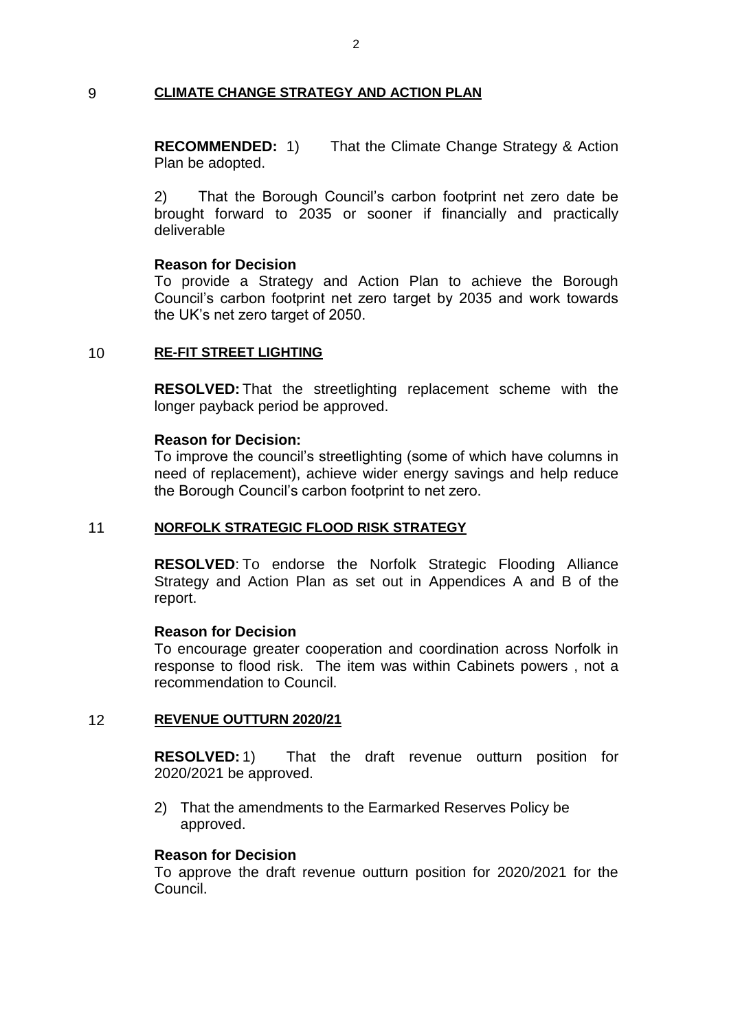## 9 CLIMATE CHANGE STRATEGY AND ACTION PLAN

**RECOMMENDED:** 1) That the Climate Change Strategy & Action Plan be adopted.

2) That the Borough Council's carbon footprint net zero date be brought forward to 2035 or sooner if financially and practically deliverable

**Reason for Decision**

To provide a Strategy and Action Plan to achieve the Borough Council's carbon footprint net zero target by 2035 and work towards the UK's net zero target of 2050.

## 10 RE-FIT STREET LIGHTING

**RESOLVED:** That the streetlighting replacement scheme with the longer payback period be approved.

**Reason for Decision:**

To improve the council's streetlighting (some of which have columns in need of replacement), achieve wider energy savings and help reduce the Borough Council's carbon footprint to net zero.

## 11 NORFOLK STRATEGIC FLOOD RISK STRATEGY

**RESOLVED**: To endorse the Norfolk Strategic Flooding Alliance Strategy and Action Plan as set out in Appendices A and B of the report.

**Reason for Decision**

To encourage greater cooperation and coordination across Norfolk in response to flood risk. The item was within Cabinets powers , not a recommendation to Council.

## 12 REVENUE OUTTURN 2020/21

**RESOLVED:** 1) That the draft revenue outturn position for 2020/2021 be approved.

2) That the amendments to the Earmarked Reserves Policy be approved.

**Reason for Decision**

To approve the draft revenue outturn position for 2020/2021 for the Council.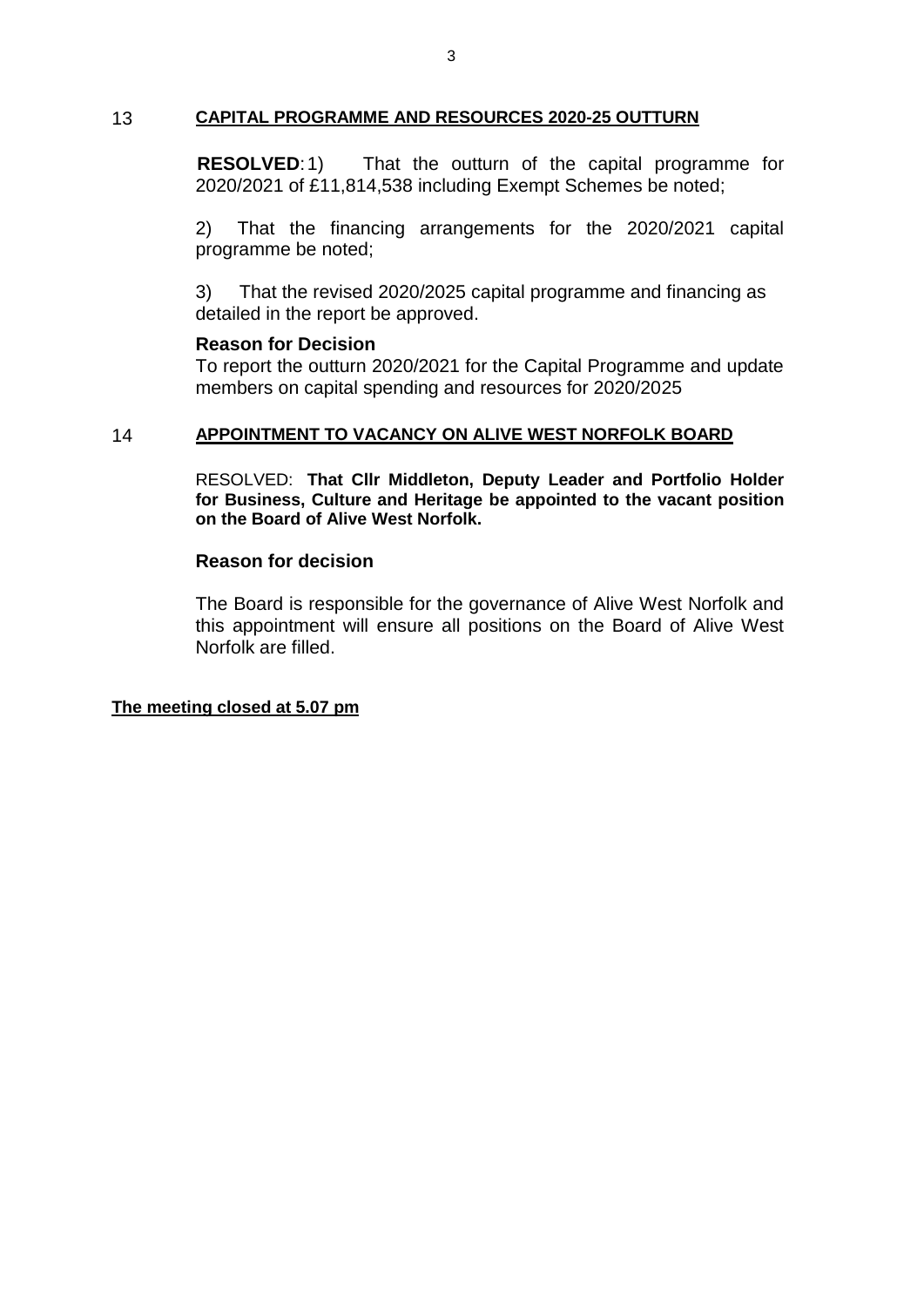## 13 CAPITAL PROGRAMME AND RESOURCES 2020-25 OUTTURN

**RESOLVED**: 1) That the outturn of the capital programme for 2020/2021 of £11,814,538 including Exempt Schemes be noted;

2) That the financing arrangements for the 2020/2021 capital programme be noted;

3) That the revised 2020/2025 capital programme and financing as detailed in the report be approved.

**Reason for Decision**

To report the outturn 2020/2021 for the Capital Programme and update members on capital spending and resources for 2020/2025

## 14 APPOINTMENT TO VACANCY ON ALIVE WEST NORFOLK BOARD

RESOLVED: **That Cllr Middleton, Deputy Leader and Portfolio Holder for Business, Culture and Heritage be appointed to the vacant position on the Board of Alive West Norfolk.**

**Reason for decision**

The Board is responsible for the governance of Alive West Norfolk and this appointment will ensure all positions on the Board of Alive West Norfolk are filled.

**The meeting closed at 5.07 pm**